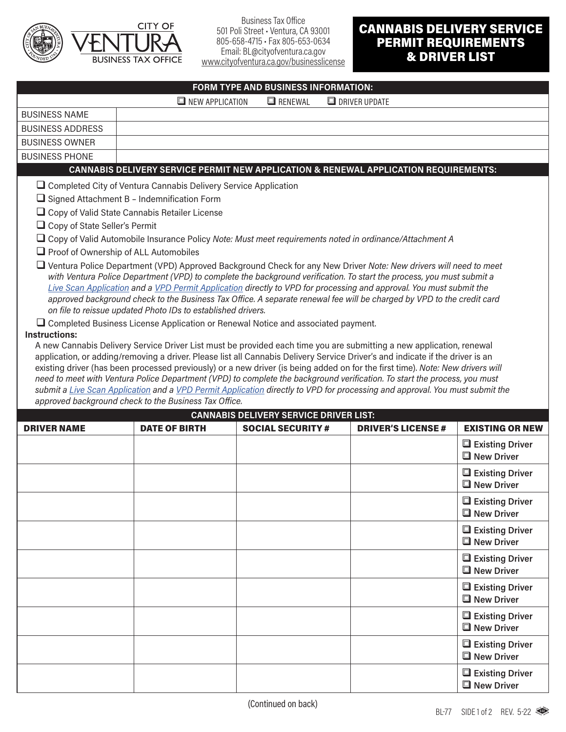CITY OF VENTURA BUSINESS TAX OFFICE

Business Tax Office
501 Poli Street • Ventura, CA 93001
805-658-4715 • Fax 805-653-0634
Email: BL@cityofventura.ca.gov
www.cityofventura.ca.gov/businesslicense

# CANNABIS DELIVERY SERVICE PERMIT REQUIREMENTS & DRIVER LIST

## FORM TYPE AND BUSINESS INFORMATION:

☐ NEW APPLICATION ☐ RENEWAL ☐ DRIVER UPDATE

| | |
|---|---|
| BUSINESS NAME | |
| BUSINESS ADDRESS | |
| BUSINESS OWNER | |
| BUSINESS PHONE | |

## CANNABIS DELIVERY SERVICE PERMIT NEW APPLICATION & RENEWAL APPLICATION REQUIREMENTS:

- ☐ Completed City of Ventura Cannabis Delivery Service Application
- ☐ Signed Attachment B – Indemnification Form
- ☐ Copy of Valid State Cannabis Retailer License
- ☐ Copy of State Seller's Permit
- ☐ Copy of Valid Automobile Insurance Policy *Note: Must meet requirements noted in ordinance/Attachment A*
- ☐ Proof of Ownership of ALL Automobiles
- ☐ Ventura Police Department (VPD) Approved Background Check for any New Driver *Note: New drivers will need to meet with Ventura Police Department (VPD) to complete the background verification. To start the process, you must submit a Live Scan Application and a VPD Permit Application directly to VPD for processing and approval. You must submit the approved background check to the Business Tax Office. A separate renewal fee will be charged by VPD to the credit card on file to reissue updated Photo IDs to established drivers.*
- ☐ Completed Business License Application or Renewal Notice and associated payment.

**Instructions:**

A new Cannabis Delivery Service Driver List must be provided each time you are submitting a new application, renewal application, or adding/removing a driver. Please list all Cannabis Delivery Service Driver's and indicate if the driver is an existing driver (has been processed previously) or a new driver (is being added on for the first time). *Note: New drivers will need to meet with Ventura Police Department (VPD) to complete the background verification. To start the process, you must submit a Live Scan Application and a VPD Permit Application directly to VPD for processing and approval. You must submit the approved background check to the Business Tax Office.*

## CANNABIS DELIVERY SERVICE DRIVER LIST:

| DRIVER NAME | DATE OF BIRTH | SOCIAL SECURITY # | DRIVER'S LICENSE # | EXISTING OR NEW |
|---|---|---|---|---|
| | | | | ☐ Existing Driver ☐ New Driver |
| | | | | ☐ Existing Driver ☐ New Driver |
| | | | | ☐ Existing Driver ☐ New Driver |
| | | | | ☐ Existing Driver ☐ New Driver |
| | | | | ☐ Existing Driver ☐ New Driver |
| | | | | ☐ Existing Driver ☐ New Driver |
| | | | | ☐ Existing Driver ☐ New Driver |
| | | | | ☐ Existing Driver ☐ New Driver |
| | | | | ☐ Existing Driver ☐ New Driver |

(Continued on back)

BL-77 REV. 5-22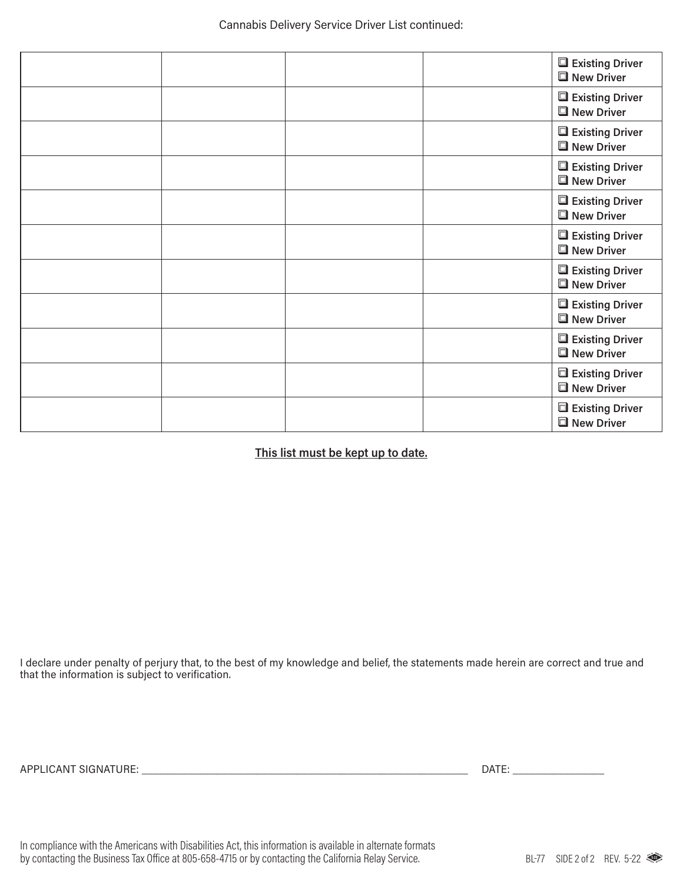Cannabis Delivery Service Driver List continued:

| | | | | |
|---|---|---|---|---|
| | | | | ☐ **Existing Driver** ☐ **New Driver** |
| | | | | ☐ **Existing Driver** ☐ **New Driver** |
| | | | | ☐ **Existing Driver** ☐ **New Driver** |
| | | | | ☐ **Existing Driver** ☐ **New Driver** |
| | | | | ☐ **Existing Driver** ☐ **New Driver** |
| | | | | ☐ **Existing Driver** ☐ **New Driver** |
| | | | | ☐ **Existing Driver** ☐ **New Driver** |
| | | | | ☐ **Existing Driver** ☐ **New Driver** |
| | | | | ☐ **Existing Driver** ☐ **New Driver** |
| | | | | ☐ **Existing Driver** ☐ **New Driver** |
| | | | | ☐ **Existing Driver** ☐ **New Driver** |

**<u>This list must be kept up to date.</u>**

I declare under penalty of perjury that, to the best of my knowledge and belief, the statements made herein are correct and true and that the information is subject to verification.

APPLICANT SIGNATURE: ______________________________ DATE: ______________

In compliance with the Americans with Disabilities Act, this information is available in alternate formats by contacting the Business Tax Office at 805-658-4715 or by contacting the California Relay Service.

BL-77 SIDE 2 of 2 REV. 5-22